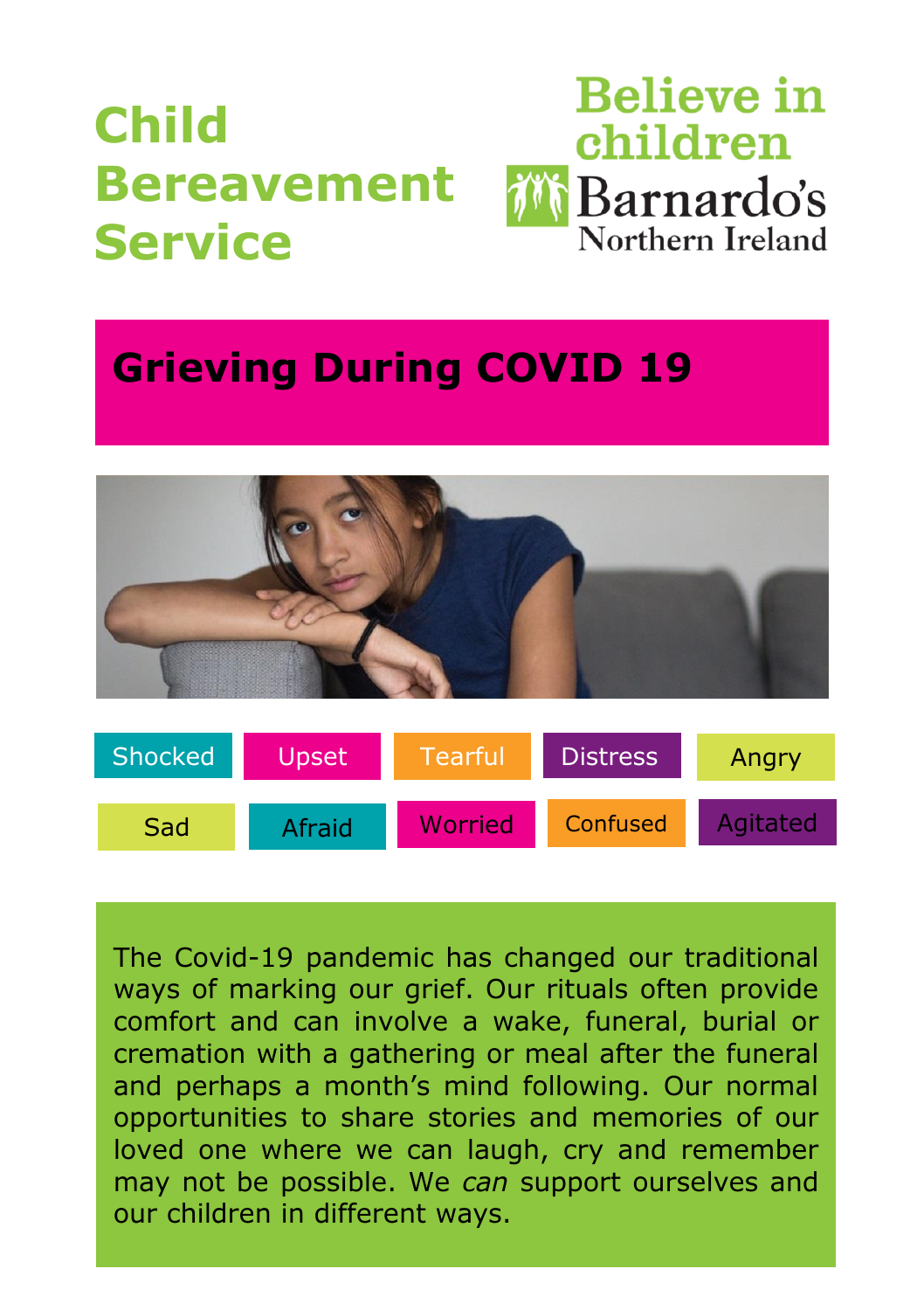# Child Bereavement Service

Believe in children
Barnardo's
Northern Ireland

## Grieving During COVID 19

Shocked | Upset | Tearful | Distress | Angry

Sad | Afraid | Worried | Confused | Agitated

The Covid-19 pandemic has changed our traditional ways of marking our grief. Our rituals often provide comfort and can involve a wake, funeral, burial or cremation with a gathering or meal after the funeral and perhaps a month's mind following. Our normal opportunities to share stories and memories of our loved one where we can laugh, cry and remember may not be possible. We *can* support ourselves and our children in different ways.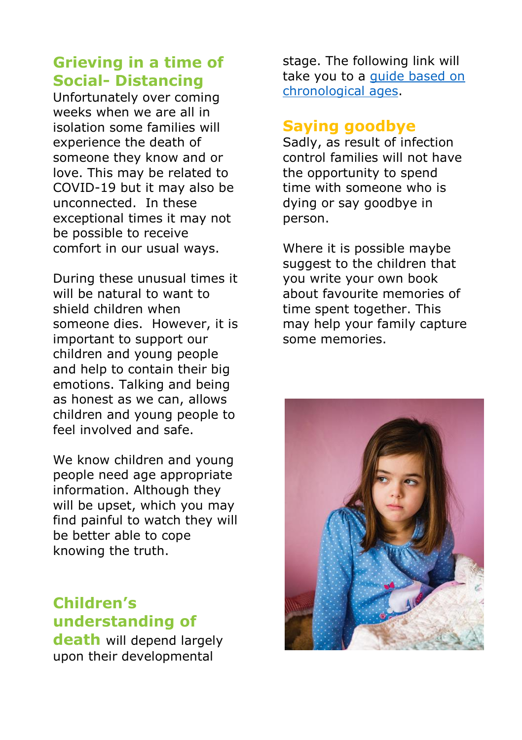## Grieving in a time of Social- Distancing

Unfortunately over coming weeks when we are all in isolation some families will experience the death of someone they know and or love. This may be related to COVID-19 but it may also be unconnected. In these exceptional times it may not be possible to receive comfort in our usual ways.

During these unusual times it will be natural to want to shield children when someone dies. However, it is important to support our children and young people and help to contain their big emotions. Talking and being as honest as we can, allows children and young people to feel involved and safe.

We know children and young people need age appropriate information. Although they will be upset, which you may find painful to watch they will be better able to cope knowing the truth.

**Children's understanding of death** will depend largely upon their developmental stage. The following link will take you to a guide based on chronological ages.

## Saying goodbye

Sadly, as result of infection control families will not have the opportunity to spend time with someone who is dying or say goodbye in person.

Where it is possible maybe suggest to the children that you write your own book about favourite memories of time spent together. This may help your family capture some memories.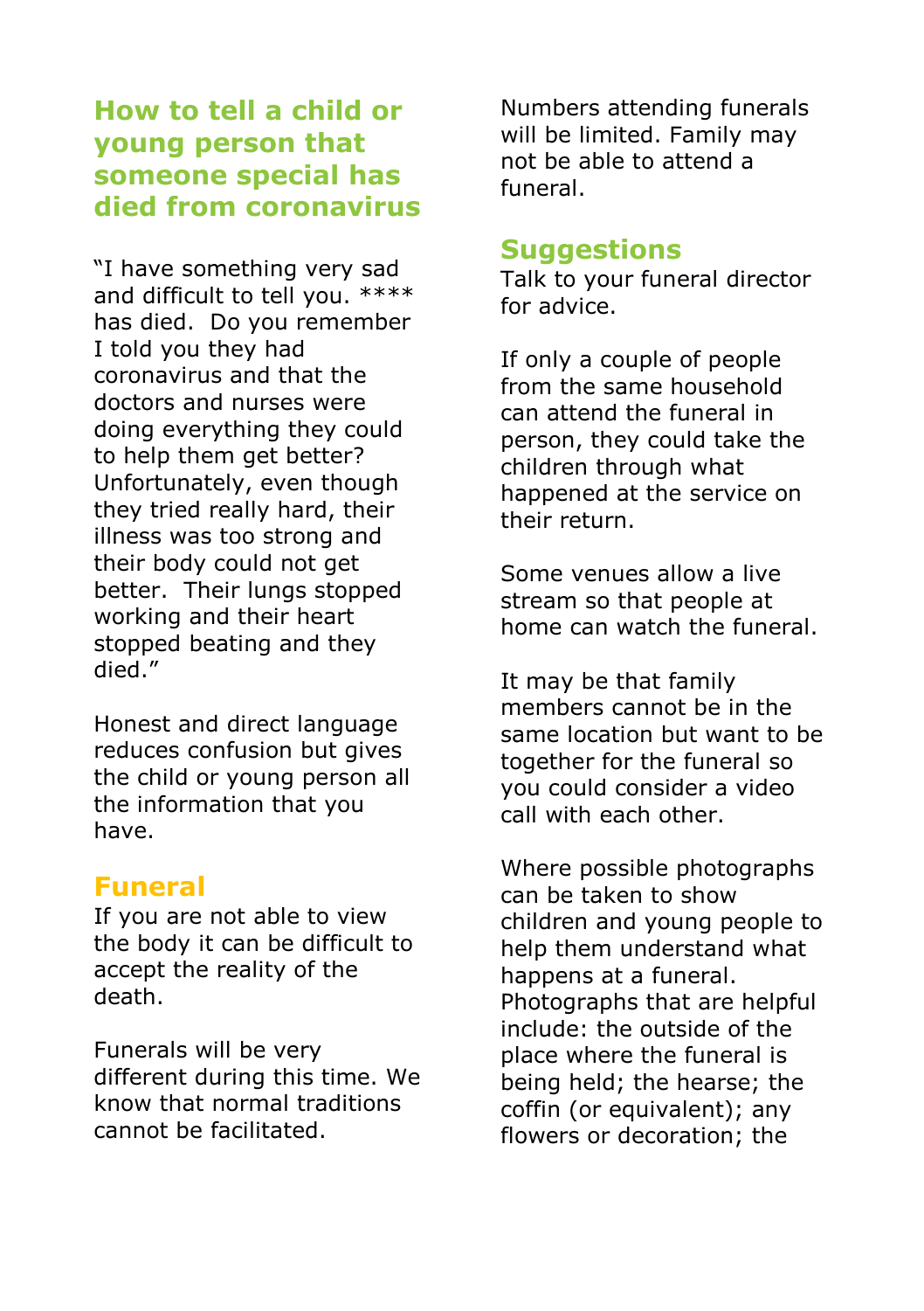## How to tell a child or young person that someone special has died from coronavirus

"I have something very sad and difficult to tell you. **** has died. Do you remember I told you they had coronavirus and that the doctors and nurses were doing everything they could to help them get better? Unfortunately, even though they tried really hard, their illness was too strong and their body could not get better. Their lungs stopped working and their heart stopped beating and they died."

Honest and direct language reduces confusion but gives the child or young person all the information that you have.

## Funeral

If you are not able to view the body it can be difficult to accept the reality of the death.

Funerals will be very different during this time. We know that normal traditions cannot be facilitated.

Numbers attending funerals will be limited. Family may not be able to attend a funeral.

## Suggestions

Talk to your funeral director for advice.

If only a couple of people from the same household can attend the funeral in person, they could take the children through what happened at the service on their return.

Some venues allow a live stream so that people at home can watch the funeral.

It may be that family members cannot be in the same location but want to be together for the funeral so you could consider a video call with each other.

Where possible photographs can be taken to show children and young people to help them understand what happens at a funeral. Photographs that are helpful include: the outside of the place where the funeral is being held; the hearse; the coffin (or equivalent); any flowers or decoration; the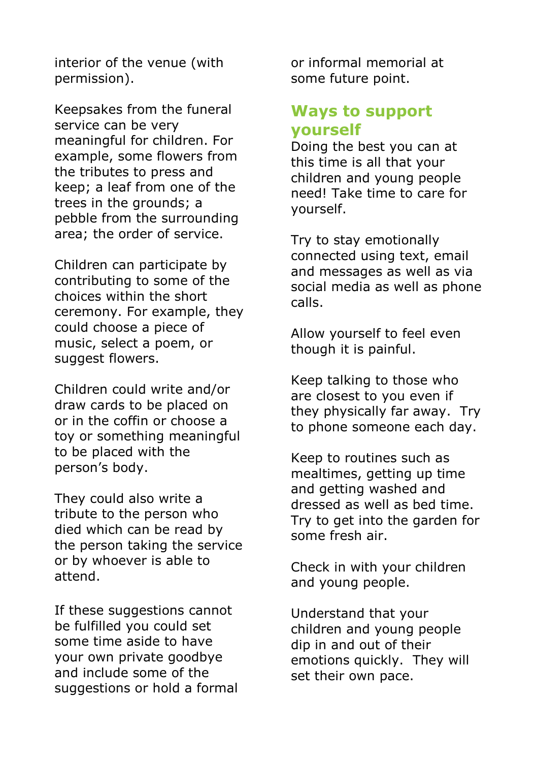interior of the venue (with permission).

Keepsakes from the funeral service can be very meaningful for children. For example, some flowers from the tributes to press and keep; a leaf from one of the trees in the grounds; a pebble from the surrounding area; the order of service.

Children can participate by contributing to some of the choices within the short ceremony. For example, they could choose a piece of music, select a poem, or suggest flowers.

Children could write and/or draw cards to be placed on or in the coffin or choose a toy or something meaningful to be placed with the person's body.

They could also write a tribute to the person who died which can be read by the person taking the service or by whoever is able to attend.

If these suggestions cannot be fulfilled you could set some time aside to have your own private goodbye and include some of the suggestions or hold a formal or informal memorial at some future point.

## Ways to support yourself

Doing the best you can at this time is all that your children and young people need! Take time to care for yourself.

Try to stay emotionally connected using text, email and messages as well as via social media as well as phone calls.

Allow yourself to feel even though it is painful.

Keep talking to those who are closest to you even if they physically far away. Try to phone someone each day.

Keep to routines such as mealtimes, getting up time and getting washed and dressed as well as bed time. Try to get into the garden for some fresh air.

Check in with your children and young people.

Understand that your children and young people dip in and out of their emotions quickly. They will set their own pace.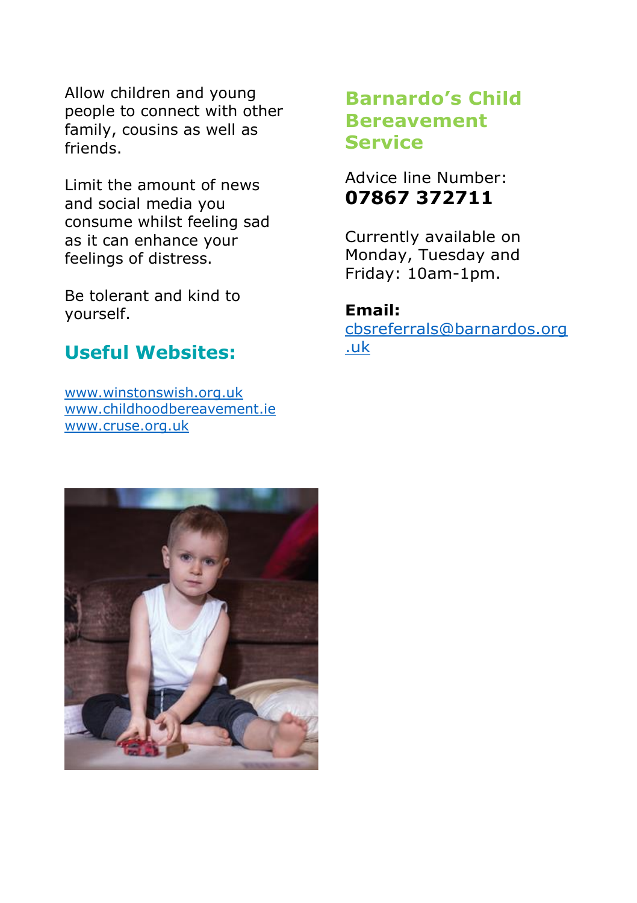Allow children and young people to connect with other family, cousins as well as friends.

Limit the amount of news and social media you consume whilst feeling sad as it can enhance your feelings of distress.

Be tolerant and kind to yourself.

## Useful Websites:

www.winstonswish.org.uk
www.childhoodbereavement.ie
www.cruse.org.uk

## Barnardo's Child Bereavement Service

Advice line Number:
**07867 372711**

Currently available on Monday, Tuesday and Friday: 10am-1pm.

**Email:**
cbsreferrals@barnardos.org.uk